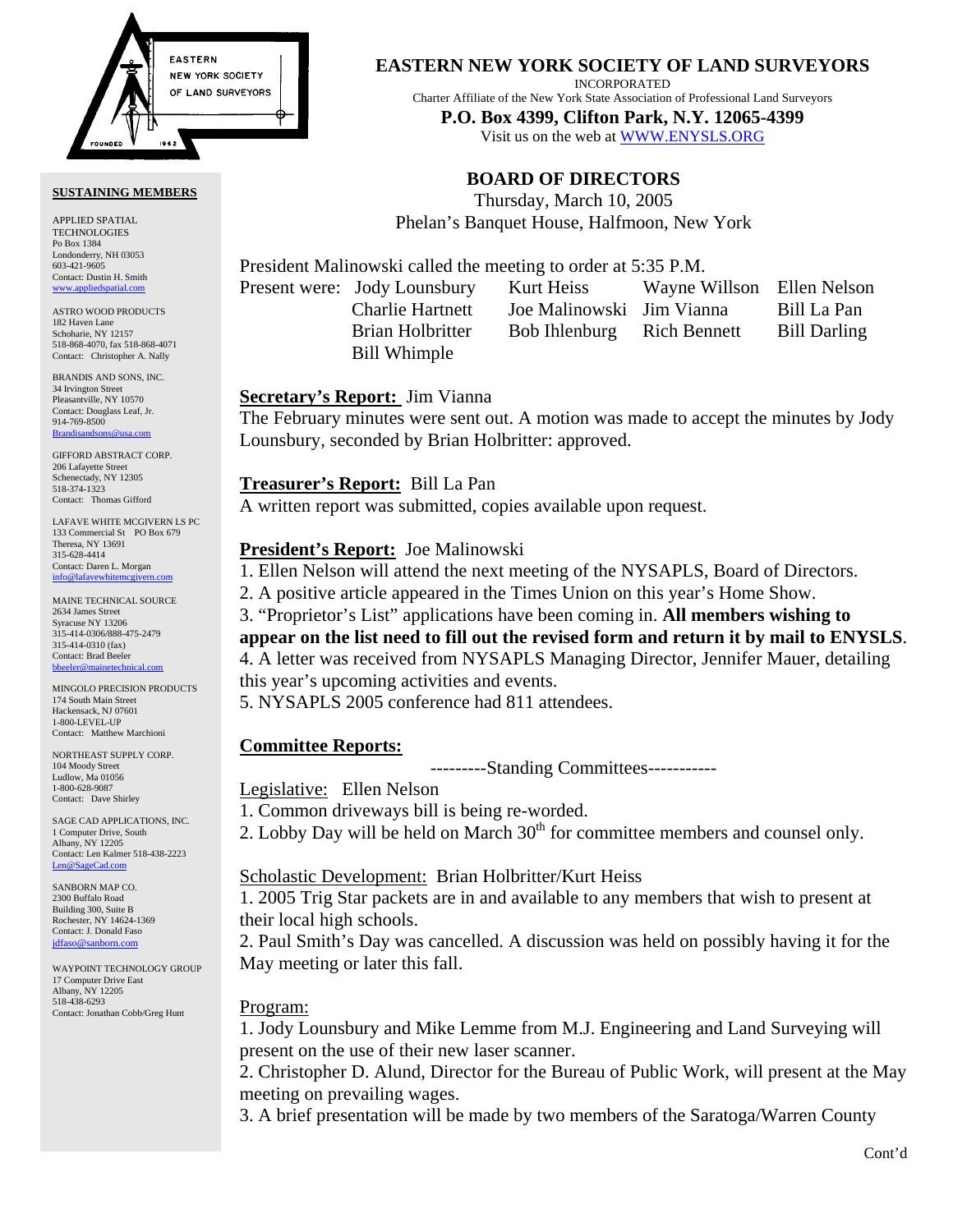# EASTERN NEW YORK SOCIETY OF LAND SURVEYORS

INCORPORATED

Charter Affiliate of the New York State Association of Professional Land Surveyors

**P.O. Box 4399, Clifton Park, N.Y. 12065-4399**

Visit us on the web at WWW.ENYSLS.ORG

## BOARD OF DIRECTORS

Thursday, March 10, 2005

Phelan's Banquet House, Halfmoon, New York

President Malinowski called the meeting to order at 5:35 P.M.

Present were: Jody Lounsbury, Kurt Heiss, Wayne Willson, Ellen Nelson, Charlie Hartnett, Joe Malinowski, Jim Vianna, Bill La Pan, Brian Holbritter, Bob Ihlenburg, Rich Bennett, Bill Darling, Bill Whimple

**Secretary's Report:** Jim Vianna

The February minutes were sent out. A motion was made to accept the minutes by Jody Lounsbury, seconded by Brian Holbritter: approved.

**Treasurer's Report:** Bill La Pan

A written report was submitted, copies available upon request.

**President's Report:** Joe Malinowski

1. Ellen Nelson will attend the next meeting of the NYSAPLS, Board of Directors.
2. A positive article appeared in the Times Union on this year's Home Show.
3. "Proprietor's List" applications have been coming in. **All members wishing to appear on the list need to fill out the revised form and return it by mail to ENYSLS**.
4. A letter was received from NYSAPLS Managing Director, Jennifer Mauer, detailing this year's upcoming activities and events.
5. NYSAPLS 2005 conference had 811 attendees.

**Committee Reports:**

---------Standing Committees-----------

Legislative: Ellen Nelson

1. Common driveways bill is being re-worded.
2. Lobby Day will be held on March 30th for committee members and counsel only.

Scholastic Development: Brian Holbritter/Kurt Heiss

1. 2005 Trig Star packets are in and available to any members that wish to present at their local high schools.
2. Paul Smith's Day was cancelled. A discussion was held on possibly having it for the May meeting or later this fall.

Program:

1. Jody Lounsbury and Mike Lemme from M.J. Engineering and Land Surveying will present on the use of their new laser scanner.
2. Christopher D. Alund, Director for the Bureau of Public Work, will present at the May meeting on prevailing wages.
3. A brief presentation will be made by two members of the Saratoga/Warren County

Cont'd

**SUSTAINING MEMBERS**

APPLIED SPATIAL TECHNOLOGIES
Po Box 1384
Londonderry, NH 03053
603-421-9605
Contact: Dustin H. Smith
www.appliedspatial.com

ASTRO WOOD PRODUCTS
182 Haven Lane
Schoharie, NY 12157
518-868-4070, fax 518-868-4071
Contact: Christopher A. Nally

BRANDIS AND SONS, INC.
34 Irvington Street
Pleasantville, NY 10570
Contact: Douglass Leaf, Jr.
914-769-8500
Brandisandsons@usa.com

GIFFORD ABSTRACT CORP.
206 Lafayette Street
Schenectady, NY 12305
518-374-1323
Contact: Thomas Gifford

LAFAVE WHITE MCGIVERN LS PC
133 Commercial St PO Box 679
Theresa, NY 13691
315-628-4414
Contact: Daren L. Morgan
info@lafavewhitemcgivern.com

MAINE TECHNICAL SOURCE
2634 James Street
Syracuse NY 13206
315-414-0306/888-475-2479
315-414-0310 (fax)
Contact: Brad Beeler
bbeeler@mainetechnical.com

MINGOLO PRECISION PRODUCTS
174 South Main Street
Hackensack, NJ 07601
1-800-LEVEL-UP
Contact: Matthew Marchioni

NORTHEAST SUPPLY CORP.
104 Moody Street
Ludlow, Ma 01056
1-800-628-9087
Contact: Dave Shirley

SAGE CAD APPLICATIONS, INC.
1 Computer Drive, South
Albany, NY 12205
Contact: Len Kalmer 518-438-2223
Len@SageCad.com

SANBORN MAP CO.
2300 Buffalo Road
Building 300, Suite B
Rochester, NY 14624-1369
Contact: J. Donald Faso
jdfaso@sanborn.com

WAYPOINT TECHNOLOGY GROUP
17 Computer Drive East
Albany, NY 12205
518-438-6293
Contact: Jonathan Cobb/Greg Hunt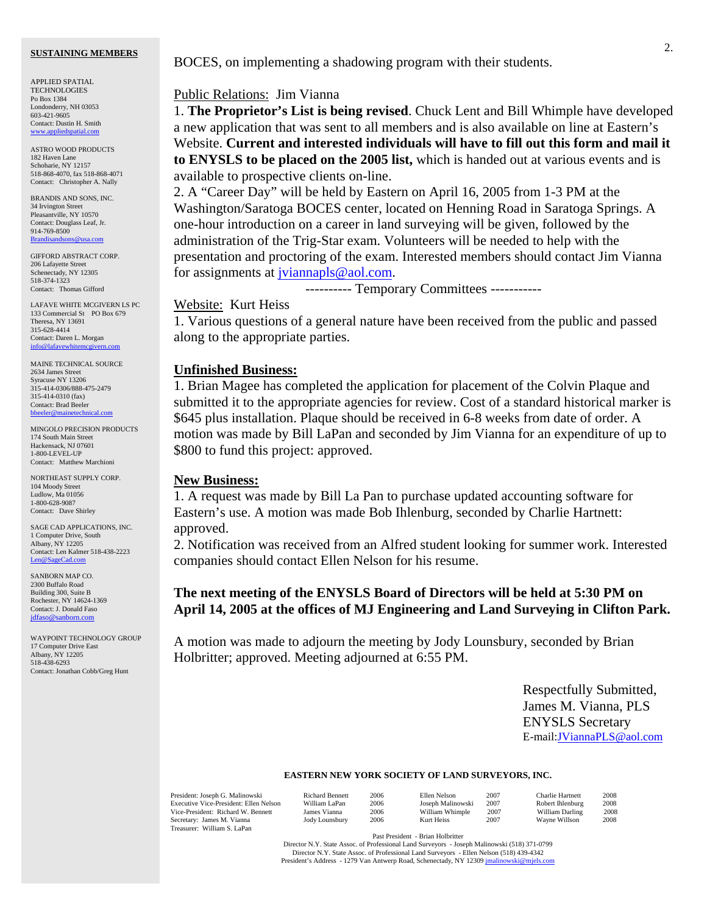## SUSTAINING MEMBERS

APPLIED SPATIAL TECHNOLOGIES
Po Box 1384
Londonderry, NH 03053
603-421-9605
Contact: Dustin H. Smith
www.appliedspatial.com

ASTRO WOOD PRODUCTS
182 Haven Lane
Schoharie, NY 12157
518-868-4070, fax 518-868-4071
Contact: Christopher A. Nally

BRANDIS AND SONS, INC.
34 Irvington Street
Pleasantville, NY 10570
Contact: Douglass Leaf, Jr.
914-769-8500
Brandisandsons@usa.com

GIFFORD ABSTRACT CORP.
206 Lafayette Street
Schenectady, NY 12305
518-374-1323
Contact: Thomas Gifford

LAFAVE WHITE MCGIVERN LS PC
133 Commercial St PO Box 679
Theresa, NY 13691
315-628-4414
Contact: Daren L. Morgan
info@lafavewhitemcgivern.com

MAINE TECHNICAL SOURCE
2634 James Street
Syracuse NY 13206
315-414-0306/888-475-2479
315-414-0310 (fax)
Contact: Brad Beeler
bbeeler@mainetechnical.com

MINGOLO PRECISION PRODUCTS
174 South Main Street
Hackensack, NJ 07601
1-800-LEVEL-UP
Contact: Matthew Marchioni

NORTHEAST SUPPLY CORP.
104 Moody Street
Ludlow, Ma 01056
1-800-628-9087
Contact: Dave Shirley

SAGE CAD APPLICATIONS, INC.
1 Computer Drive, South
Albany, NY 12205
Contact: Len Kalmer 518-438-2223
Len@SageCad.com

SANBORN MAP CO.
2300 Buffalo Road
Building 300, Suite B
Rochester, NY 14624-1369
Contact: J. Donald Faso
jdfaso@sanborn.com

WAYPOINT TECHNOLOGY GROUP
17 Computer Drive East
Albany, NY 12205
518-438-6293
Contact: Jonathan Cobb/Greg Hunt

---

BOCES, on implementing a shadowing program with their students.

Public Relations: Jim Vianna

1. **The Proprietor's List is being revised**. Chuck Lent and Bill Whimple have developed a new application that was sent to all members and is also available on line at Eastern's Website. **Current and interested individuals will have to fill out this form and mail it to ENYSLS to be placed on the 2005 list,** which is handed out at various events and is available to prospective clients on-line.

2. A "Career Day" will be held by Eastern on April 16, 2005 from 1-3 PM at the Washington/Saratoga BOCES center, located on Henning Road in Saratoga Springs. A one-hour introduction on a career in land surveying will be given, followed by the administration of the Trig-Star exam. Volunteers will be needed to help with the presentation and proctoring of the exam. Interested members should contact Jim Vianna for assignments at jviannapls@aol.com.

---------- Temporary Committees -----------

Website: Kurt Heiss

1. Various questions of a general nature have been received from the public and passed along to the appropriate parties.

**Unfinished Business:**

1. Brian Magee has completed the application for placement of the Colvin Plaque and submitted it to the appropriate agencies for review. Cost of a standard historical marker is $645 plus installation. Plaque should be received in 6-8 weeks from date of order. A motion was made by Bill LaPan and seconded by Jim Vianna for an expenditure of up to $800 to fund this project: approved.

**New Business:**

1. A request was made by Bill La Pan to purchase updated accounting software for Eastern's use. A motion was made Bob Ihlenburg, seconded by Charlie Hartnett: approved.

2. Notification was received from an Alfred student looking for summer work. Interested companies should contact Ellen Nelson for his resume.

**The next meeting of the ENYSLS Board of Directors will be held at 5:30 PM on April 14, 2005 at the offices of MJ Engineering and Land Surveying in Clifton Park.**

A motion was made to adjourn the meeting by Jody Lounsbury, seconded by Brian Holbritter; approved. Meeting adjourned at 6:55 PM.

Respectfully Submitted,
James M. Vianna, PLS
ENYSLS Secretary
E-mail:JViannaPLS@aol.com

**EASTERN NEW YORK SOCIETY OF LAND SURVEYORS, INC.**

| | | | | | | | |
|---|---|---|---|---|---|---|---|
| President: Joseph G. Malinowski | Richard Bennett | 2006 | Ellen Nelson | 2007 | Charlie Hartnett | 2008 |
| Executive Vice-President: Ellen Nelson | William LaPan | 2006 | Joseph Malinowski | 2007 | Robert Ihlenburg | 2008 |
| Vice-President: Richard W. Bennett | James Vianna | 2006 | William Whimple | 2007 | William Darling | 2008 |
| Secretary: James M. Vianna | Jody Lounsbury | 2006 | Kurt Heiss | 2007 | Wayne Willson | 2008 |
| Treasurer: William S. LaPan | | | | | | |

Past President - Brian Holbritter
Director N.Y. State Assoc. of Professional Land Surveyors - Joseph Malinowski (518) 371-0799
Director N.Y. State Assoc. of Professional Land Surveyors - Ellen Nelson (518) 439-4342
President's Address - 1279 Van Antwerp Road, Schenectady, NY 12309 jmalinowski@mjels.com